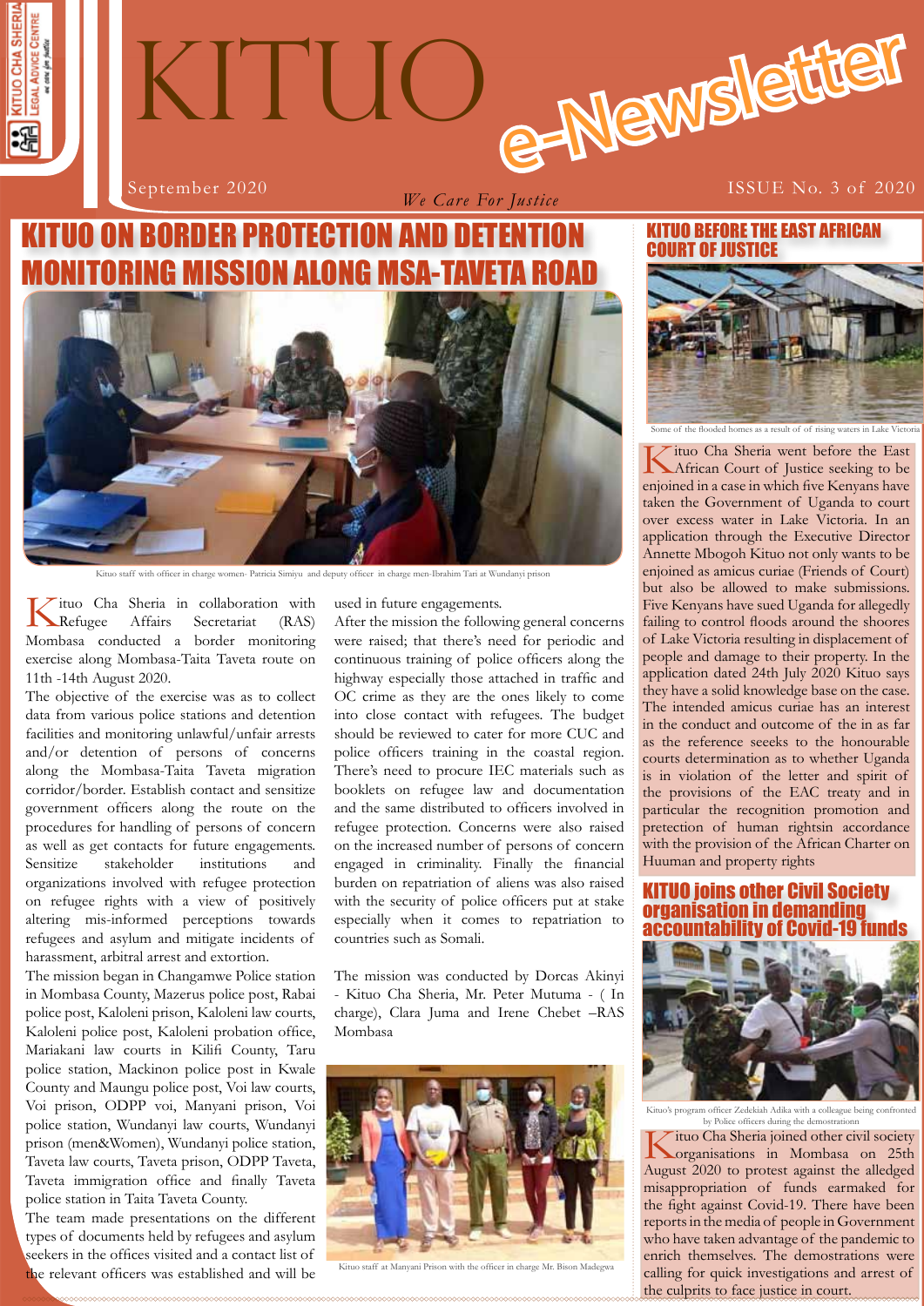# KITUO e-Newsletter

September 2020 — *We Care For Justice* — ISSUE No. 3 of 2020

## KITUO ON BORDER PROTECTION AND DETENTION MONITORING MISSION ALONG MSA-TAVETA ROAD

Kituo staff with officer in charge women- Patricia Simiyu and deputy officer in charge men-Ibrahim Tari at Wundanyi prison

Kituo Cha Sheria in collaboration with Refugee Affairs Secretariat (RAS) Mombasa conducted a border monitoring exercise along Mombasa-Taita Taveta route on 11th -14th August 2020.

The objective of the exercise was as to collect data from various police stations and detention facilities and monitoring unlawful/unfair arrests and/or detention of persons of concerns along the Mombasa-Taita Taveta migration corridor/border. Establish contact and sensitize government officers along the route on the procedures for handling of persons of concern as well as get contacts for future engagements. Sensitize stakeholder institutions and organizations involved with refugee protection on refugee rights with a view of positively altering mis-informed perceptions towards refugees and asylum and mitigate incidents of harassment, arbitral arrest and extortion.

The mission began in Changamwe Police station in Mombasa County, Mazerus police post, Rabai police post, Kaloleni prison, Kaloleni law courts, Kaloleni police post, Kaloleni probation office, Mariakani law courts in Kilifi County, Taru police station, Mackinon police post in Kwale County and Maungu police post, Voi law courts, Voi prison, ODPP voi, Manyani prison, Voi police station, Wundanyi law courts, Wundanyi prison (men&Women), Wundanyi police station, Taveta law courts, Taveta prison, ODPP Taveta, Taveta immigration office and finally Taveta police station in Taita Taveta County.

The team made presentations on the different types of documents held by refugees and asylum seekers in the offices visited and a contact list of the relevant officers was established and will be used in future engagements.

After the mission the following general concerns were raised; that there's need for periodic and continuous training of police officers along the highway especially those attached in traffic and OC crime as they are the ones likely to come into close contact with refugees. The budget should be reviewed to cater for more CUC and police officers training in the coastal region. There's need to procure IEC materials such as booklets on refugee law and documentation and the same distributed to officers involved in refugee protection. Concerns were also raised on the increased number of persons of concern engaged in criminality. Finally the financial burden on repatriation of aliens was also raised with the security of police officers put at stake especially when it comes to repatriation to countries such as Somali.

The mission was conducted by Dorcas Akinyi - Kituo Cha Sheria, Mr. Peter Mutuma - ( In charge), Clara Juma and Irene Chebet –RAS Mombasa

Kituo staff at Manyani Prison with the officer in charge Mr. Bison Madegwa

## KITUO BEFORE THE EAST AFRICAN COURT OF JUSTICE

Some of the flooded homes as a result of of rising waters in Lake Victoria

Kituo Cha Sheria went before the East African Court of Justice seeking to be enjoined in a case in which five Kenyans have taken the Government of Uganda to court over excess water in Lake Victoria. In an application through the Executive Director Annette Mbogoh Kituo not only wants to be enjoined as amicus curiae (Friends of Court) but also be allowed to make submissions. Five Kenyans have sued Uganda for allegedly failing to control floods around the shoores of Lake Victoria resulting in displacement of people and damage to their property. In the application dated 24th July 2020 Kituo says they have a solid knowledge base on the case. The intended amicus curiae has an interest in the conduct and outcome of the in as far as the reference seeeks to the honourable courts determination as to whether Uganda is in violation of the letter and spirit of the provisions of the EAC treaty and in particular the recognition promotion and pretection of human rightsin accordance with the provision of the African Charter on Huuman and property rights

## KITUO joins other Civil Society organisation in demanding accountability of Covid-19 funds

Kituo's program officer Zedekiah Adika with a colleague being confronted by Police officers during the demostrationn

Kituo Cha Sheria joined other civil society organisations in Mombasa on 25th August 2020 to protest against the alledged misappropriation of funds earmaked for the fight against Covid-19. There have been reports in the media of people in Government who have taken advantage of the pandemic to enrich themselves. The demostrations were calling for quick investigations and arrest of the culprits to face justice in court.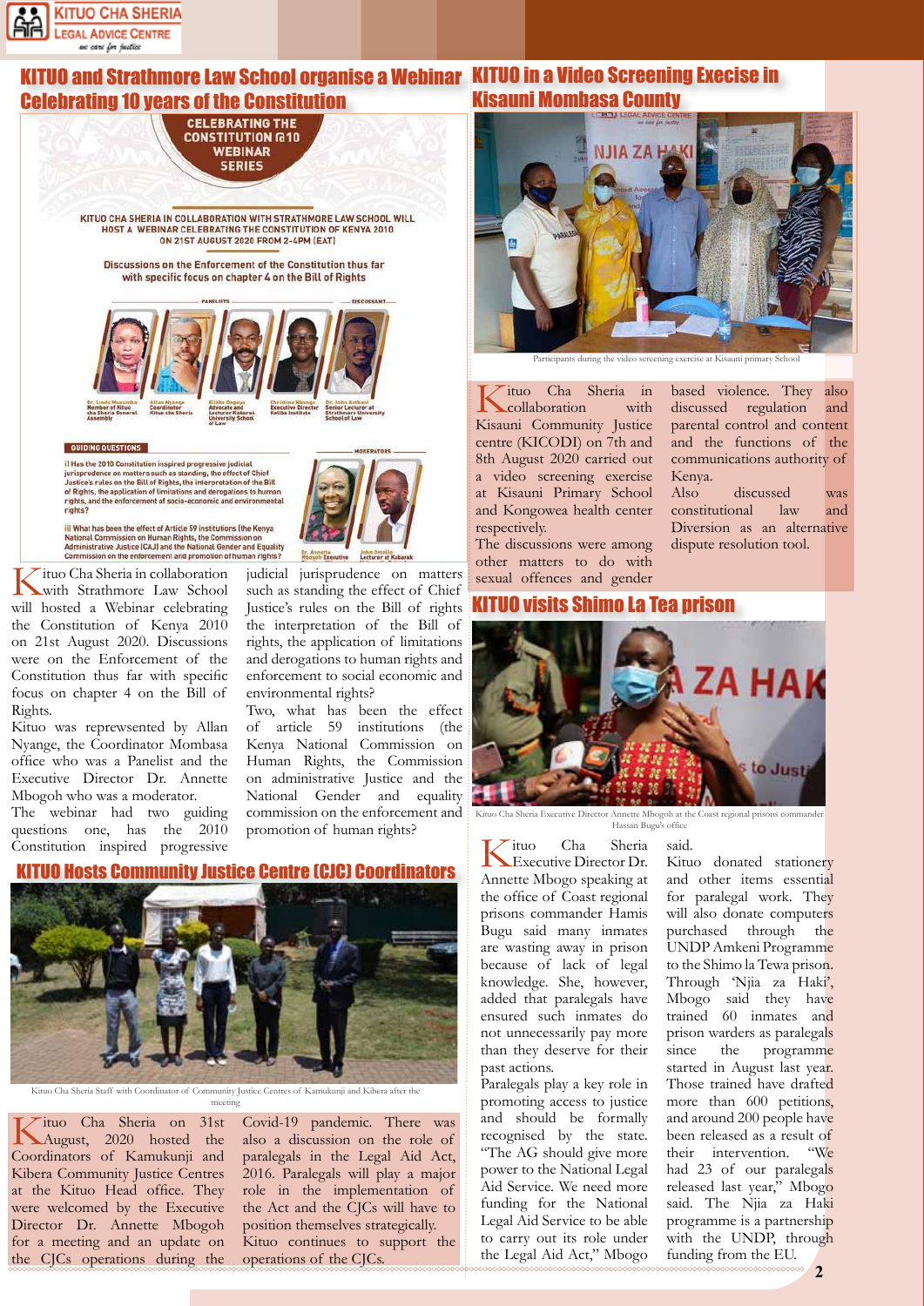## KITUO and Strathmore Law School organise a Webinar Celebrating 10 years of the Constitution

CELEBRATING THE CONSTITUTION @10 WEBINAR SERIES

KITUO CHA SHERIA IN COLLABORATION WITH STRATHMORE LAW SCHOOL WILL HOST A WEBINAR CELEBRATING THE CONSTITUTION OF KENYA 2010 ON 21ST AUGUST 2020 FROM 2-4PM (EAT)

Discussions on the Enforcement of the Constitution thus far with specific focus on chapter 4 on the Bill of Rights

PANELISTS: Dr. Linda Musumba, Member of Kituo cha Sheria General Assembly; Allan Nyange, Coordinator Kituo cha Sheria; Elisha Ongoya, Advocate and Lecturer Kabarak University School of Law; Christine Nkonge, Executive Director Katiba Institute

DISCUSSANT: Dr. John Ambani, Senior Lecturer at Strathmore University School of Law

GUIDING QUESTIONS

i) Has the 2010 Constitution inspired progressive judicial jurisprudence on matters such as standing, the effect of Chief Justice's rules on the Bill of Rights, the interpretation of the Bill of Rights, the application of limitations and derogations to human rights, and the enforcement of socio-economic and environmental rights?

ii) What has been the effect of Article 59 institutions (the Kenya National Commission on Human Rights, the Commission on Administrative Justice (CAJ) and the National Gender and Equality Commission on the enforcement and promotion of human rights?

MODERATORS: Dr. Annette Mbogoh Executive; John Omollo Lecturer at Kabarak

Kituo Cha Sheria in collaboration with Strathmore Law School will hosted a Webinar celebrating the Constitution of Kenya 2010 on 21st August 2020. Discussions were on the Enforcement of the Constitution thus far with specific focus on chapter 4 on the Bill of Rights.

Kituo was represwented by Allan Nyange, the Coordinator Mombasa office who was a Panelist and the Executive Director Dr. Annette Mbogoh who was a moderator.

The webinar had two guiding questions one, has the 2010 Constitution inspired progressive judicial jurisprudence on matters such as standing the effect of Chief Justice's rules on the Bill of rights the interpretation of the Bill of rights, the application of limitations and derogations to human rights and enforcement to social economic and environmental rights?

Two, what has been the effect of article 59 institutions (the Kenya National Commission on Human Rights, the Commission on administrative Justice and the National Gender and equality commission on the enforcement and promotion of human rights?

## KITUO Hosts Community Justice Centre (CJC) Coordinators

Kituo Cha Sheria Staff with Coordinator of Community Justice Centres of Kamukunji and Kibera after the meeting

Kituo Cha Sheria on 31st August, 2020 hosted the Coordinators of Kamukunji and Kibera Community Justice Centres at the Kituo Head office. They were welcomed by the Executive Director Dr. Annette Mbogoh for a meeting and an update on the CJCs operations during the Covid-19 pandemic. There was also a discussion on the role of paralegals in the Legal Aid Act, 2016. Paralegals will play a major role in the implementation of the Act and the CJCs will have to position themselves strategically.

Kituo continues to support the operations of the CJCs.

## KITUO in a Video Screening Execise in Kisauni Mombasa County

Participants during the video screening exercise at Kisauni primary School

Kituo Cha Sheria in collaboration with Kisauni Community Justice centre (KICODI) on 7th and 8th August 2020 carried out a video screening exercise at Kisauni Primary School and Kongowea health center respectively.

The discussions were among other matters to do with sexual offences and gender based violence. They also discussed regulation and parental control and content and the functions of the communications authority of Kenya.

Also discussed was constitutional law and Diversion as an alternative dispute resolution tool.

## KITUO visits Shimo La Tea prison

Kituo Cha Sheria Executive Director Annette Mbogoh at the Coast regional prisons commander Hassan Bugu's office

Kituo Cha Sheria Executive Director Dr. Annette Mbogoh speaking at the office of Coast regional prisons commander Hamis Bugu said many inmates are wasting away in prison because of lack of legal knowledge. She, however, added that paralegals have ensured such inmates do not unnecessarily pay more than they deserve for their past actions.

Paralegals play a key role in promoting access to justice and should be formally recognised by the state. "The AG should give more power to the National Legal Aid Service. We need more funding for the National Legal Aid Service to be able to carry out its role under the Legal Aid Act," Mbogoh said.

Kituo donated stationery and other items essential for paralegal work. They will also donate computers purchased through the UNDP Amkeni Programme to the Shimo la Tewa prison. Through 'Njia za Haki', Mbogoh said they have trained 60 inmates and prison warders as paralegals since the programme started in August last year. Those trained have drafted more than 600 petitions, and around 200 people have been released as a result of their intervention. "We had 23 of our paralegals released last year," Mbogoh said. The Njia za Haki programme is a partnership with the UNDP, through funding from the EU.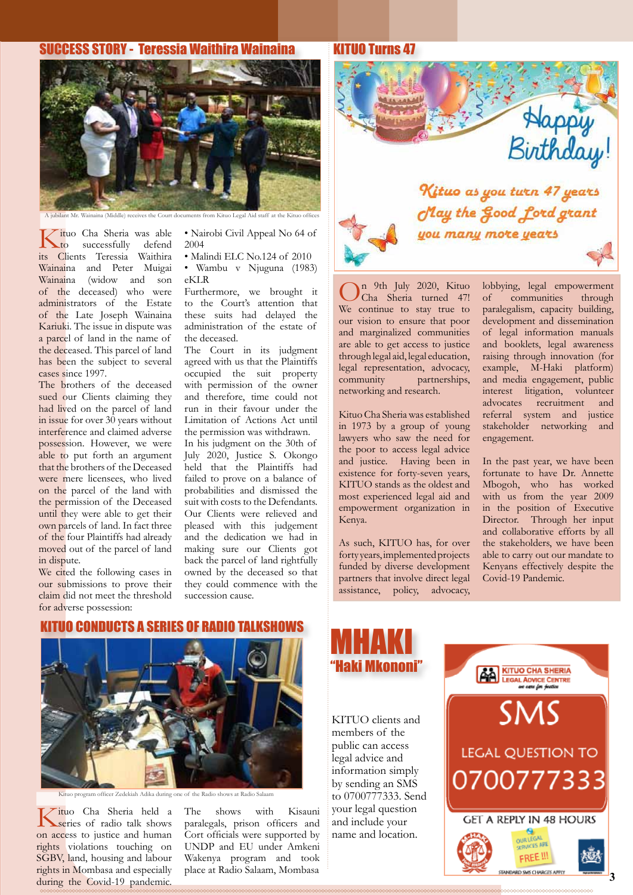## SUCCESS STORY - Teressia Waithira Wainaina

A jubilant Mr. Wainaina (Middle) receives the Court documents from Kituo Legal Aid staff at the Kituo offices

Kituo Cha Sheria was able to successfully defend its Clients Teressia Waithira Wainaina and Peter Muigai Wainaina (widow and son of the deceased) who were administrators of the Estate of the Late Joseph Wainaina Kariuki. The issue in dispute was a parcel of land in the name of the deceased. This parcel of land has been the subject to several cases since 1997.

The brothers of the deceased sued our Clients claiming they had lived on the parcel of land in issue for over 30 years without interference and claimed adverse possession. However, we were able to put forth an argument that the brothers of the Deceased were mere licensees, who lived on the parcel of land with the permission of the Deceased until they were able to get their own parcels of land. In fact three of the four Plaintiffs had already moved out of the parcel of land in dispute.

We cited the following cases in our submissions to prove their claim did not meet the threshold for adverse possession:

- Nairobi Civil Appeal No 64 of 2004
- Malindi ELC No.124 of 2010
- Wambu v Njuguna (1983) eKLR

Furthermore, we brought it to the Court's attention that these suits had delayed the administration of the estate of the deceased.

The Court in its judgment agreed with us that the Plaintiffs occupied the suit property with permission of the owner and therefore, time could not run in their favour under the Limitation of Actions Act until the permission was withdrawn.

In his judgment on the 30th of July 2020, Justice S. Okongo held that the Plaintiffs had failed to prove on a balance of probabilities and dismissed the suit with costs to the Defendants.

Our Clients were relieved and pleased with this judgement and the dedication we had in making sure our Clients got back the parcel of land rightfully owned by the deceased so that they could commence with the succession cause.

## KITUO Turns 47

Happy Birthday!

*Kituo as you turn 47 years May the Good Lord grant you many more years*

On 9th July 2020, Kituo Cha Sheria turned 47! We continue to stay true to our vision to ensure that poor and marginalized communities are able to get access to justice through legal aid, legal education, legal representation, advocacy, community partnerships, networking and research.

Kituo Cha Sheria was established in 1973 by a group of young lawyers who saw the need for the poor to access legal advice and justice. Having been in existence for forty-seven years, KITUO stands as the oldest and most experienced legal aid and empowerment organization in Kenya.

As such, KITUO has, for over forty years, implemented projects funded by diverse development partners that involve direct legal assistance, policy, advocacy, lobbying, legal empowerment of communities through paralegalism, capacity building, development and dissemination of legal information manuals and booklets, legal awareness raising through innovation (for example, M-Haki platform) and media engagement, public interest litigation, volunteer advocates recruitment and referral system and justice stakeholder networking and engagement.

In the past year, we have been fortunate to have Dr. Annette Mbogoh, who has worked with us from the year 2009 in the position of Executive Director. Through her input and collaborative efforts by all the stakeholders, we have been able to carry out our mandate to Kenyans effectively despite the Covid-19 Pandemic.

## KITUO CONDUCTS A SERIES OF RADIO TALKSHOWS

Kituo program officer Zedekiah Adika during one of the Radio shows at Radio Salaam

Kituo Cha Sheria held a series of radio talk shows on access to justice and human rights violations touching on SGBV, land, housing and labour rights in Mombasa and especially during the Covid-19 pandemic.

The shows with Kisauni paralegals, prison officers and Cort officials were supported by UNDP and EU under Amkeni Wakenya program and took place at Radio Salaam, Mombasa

## MHAKI

### "Haki Mkononi"

KITUO clients and members of the public can access legal advice and information simply by sending an SMS to 0700777333. Send your legal question and include your name and location.

KITUO CHA SHERIA LEGAL ADVICE CENTRE

*we care for justice*

SMS LEGAL QUESTION TO 0700777333

GET A REPLY IN 48 HOURS

OUR LEGAL SERVICES ARE FREE !!!

STANDARD SMS CHARGES APPLY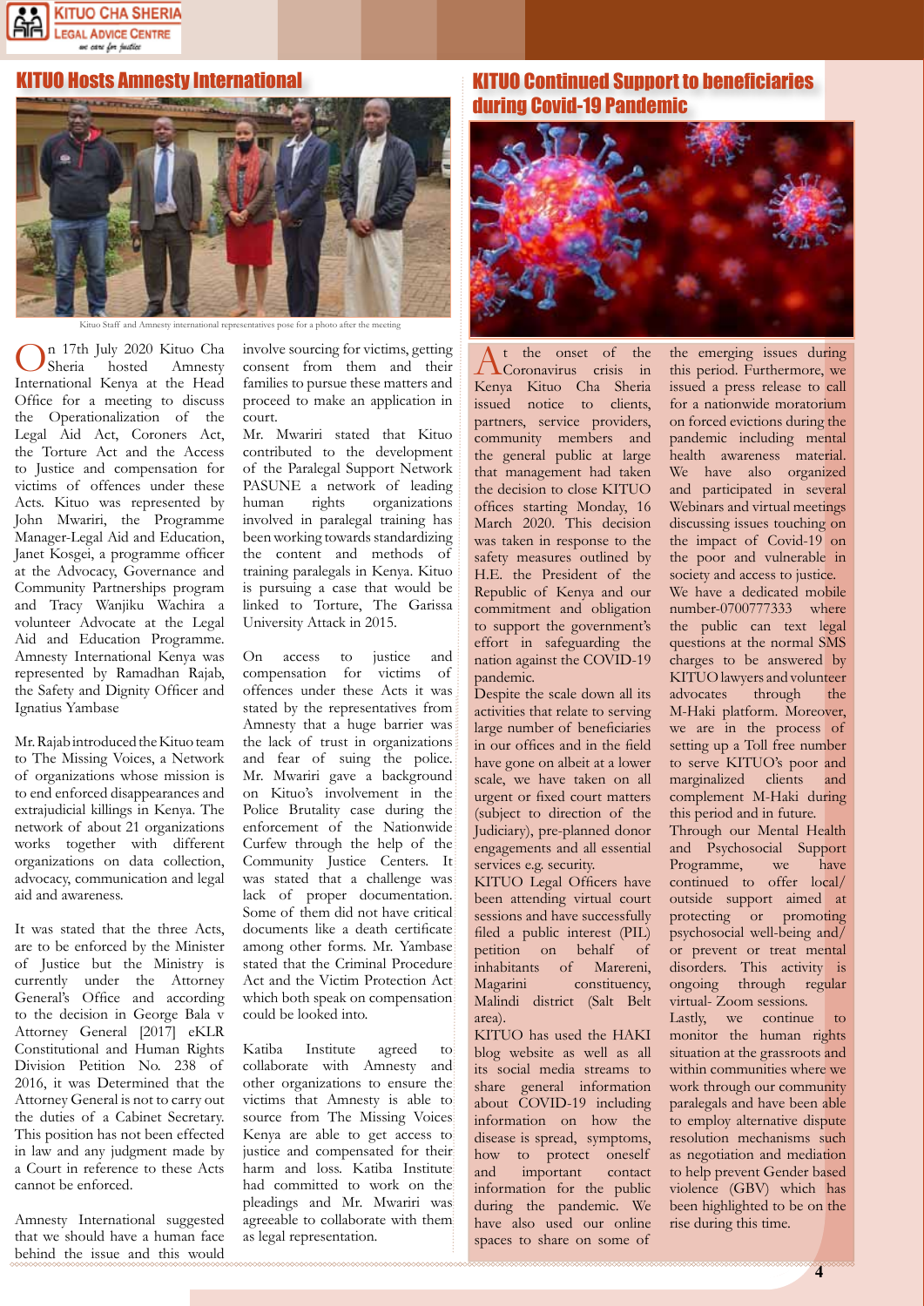## KITUO Hosts Amnesty International

Kituo Staff and Amnesty international representatives pose for a photo after the meeting

On 17th July 2020 Kituo Cha Sheria hosted Amnesty International Kenya at the Head Office for a meeting to discuss the Operationalization of the Legal Aid Act, Coroners Act, the Torture Act and the Access to Justice and compensation for victims of offences under these Acts. Kituo was represented by John Mwariri, the Programme Manager-Legal Aid and Education, Janet Kosgei, a programme officer at the Advocacy, Governance and Community Partnerships program and Tracy Wanjiku Wachira a volunteer Advocate at the Legal Aid and Education Programme. Amnesty International Kenya was represented by Ramadhan Rajab, the Safety and Dignity Officer and Ignatius Yambase

Mr. Rajab introduced the Kituo team to The Missing Voices, a Network of organizations whose mission is to end enforced disappearances and extrajudicial killings in Kenya. The network of about 21 organizations works together with different organizations on data collection, advocacy, communication and legal aid and awareness.

It was stated that the three Acts, are to be enforced by the Minister of Justice but the Ministry is currently under the Attorney General's Office and according to the decision in George Bala v Attorney General [2017] eKLR Constitutional and Human Rights Division Petition No. 238 of 2016, it was Determined that the Attorney General is not to carry out the duties of a Cabinet Secretary. This position has not been effected in law and any judgment made by a Court in reference to these Acts cannot be enforced.

Amnesty International suggested that we should have a human face behind the issue and this would involve sourcing for victims, getting consent from them and their families to pursue these matters and proceed to make an application in court.

Mr. Mwariri stated that Kituo contributed to the development of the Paralegal Support Network PASUNE a network of leading human rights organizations involved in paralegal training has been working towards standardizing the content and methods of training paralegals in Kenya. Kituo is pursuing a case that would be linked to Torture, The Garissa University Attack in 2015.

On access to justice and compensation for victims of offences under these Acts it was stated by the representatives from Amnesty that a huge barrier was the lack of trust in organizations and fear of suing the police. Mr. Mwariri gave a background on Kituo's involvement in the Police Brutality case during the enforcement of the Nationwide Curfew through the help of the Community Justice Centers. It was stated that a challenge was lack of proper documentation. Some of them did not have critical documents like a death certificate among other forms. Mr. Yambase stated that the Criminal Procedure Act and the Victim Protection Act which both speak on compensation could be looked into.

Katiba Institute agreed to collaborate with Amnesty and other organizations to ensure the victims that Amnesty is able to source from The Missing Voices Kenya are able to get access to justice and compensated for their harm and loss. Katiba Institute had committed to work on the pleadings and Mr. Mwariri was agreeable to collaborate with them as legal representation.

## KITUO Continued Support to beneficiaries during Covid-19 Pandemic

At the onset of the Coronavirus crisis in Kenya Kituo Cha Sheria issued notice to clients, partners, service providers, community members and the general public at large that management had taken the decision to close KITUO offices starting Monday, 16 March 2020. This decision was taken in response to the safety measures outlined by H.E. the President of the Republic of Kenya and our commitment and obligation to support the government's effort in safeguarding the nation against the COVID-19 pandemic.

Despite the scale down all its activities that relate to serving large number of beneficiaries in our offices and in the field have gone on albeit at a lower scale, we have taken on all urgent or fixed court matters (subject to direction of the Judiciary), pre-planned donor engagements and all essential services e.g. security.

KITUO Legal Officers have been attending virtual court sessions and have successfully filed a public interest (PIL) petition on behalf of inhabitants of Marereni, Magarini constituency, Malindi district (Salt Belt area).

KITUO has used the HAKI blog website as well as all its social media streams to share general information about COVID-19 including information on how the disease is spread, symptoms, how to protect oneself and important contact information for the public during the pandemic. We have also used our online spaces to share on some of the emerging issues during this period. Furthermore, we issued a press release to call for a nationwide moratorium on forced evictions during the pandemic including mental health awareness material.

We have also organized and participated in several Webinars and virtual meetings discussing issues touching on the impact of Covid-19 on the poor and vulnerable in society and access to justice.

We have a dedicated mobile number-0700777333 where the public can text legal questions at the normal SMS charges to be answered by KITUO lawyers and volunteer advocates through the M-Haki platform. Moreover, we are in the process of setting up a Toll free number to serve KITUO's poor and marginalized clients and complement M-Haki during this period and in future.

Through our Mental Health and Psychosocial Support Programme, we have continued to offer local/outside support aimed at protecting or promoting psychosocial well-being and/or prevent or treat mental disorders. This activity is ongoing through regular virtual- Zoom sessions.

Lastly, we continue to monitor the human rights situation at the grassroots and within communities where we work through our community paralegals and have been able to employ alternative dispute resolution mechanisms such as negotiation and mediation to help prevent Gender based violence (GBV) which has been highlighted to be on the rise during this time.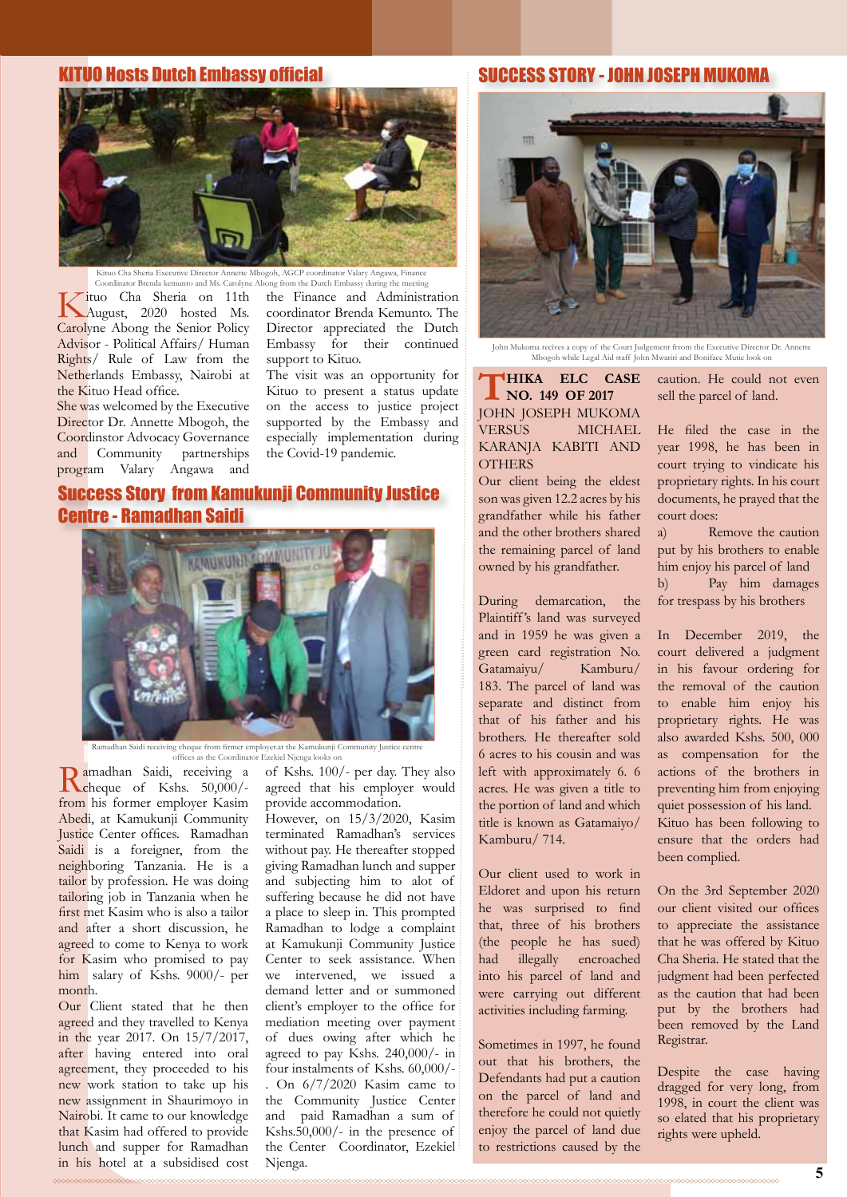## KITUO Hosts Dutch Embassy official

Kituo Cha Sheria Executive Director Annette Mbogoh, AGCP coordinator Valary Angawa, Finance Coordinator Brenda kemunto and Ms. Carolyne Abong from the Dutch Embassy during the meeting

Kituo Cha Sheria on 11th August, 2020 hosted Ms. Carolyne Abong the Senior Policy Advisor - Political Affairs/ Human Rights/ Rule of Law from the Netherlands Embassy, Nairobi at the Kituo Head office.

She was welcomed by the Executive Director Dr. Annette Mbogoh, the Coordinstor Advocacy Governance and Community partnerships program Valary Angawa and the Finance and Administration coordinator Brenda Kemunto. The Director appreciated the Dutch Embassy for their continued support to Kituo.

The visit was an opportunity for Kituo to present a status update on the access to justice project supported by the Embassy and especially implementation during the Covid-19 pandemic.

## Success Story from Kamukunji Community Justice Centre - Ramadhan Saidi

Ramadhan Saidi receiving cheque from firmer employer.at the Kamukunji Community Justice centre offices as the Coordinator Ezekiel Njenga looks on

Ramadhan Saidi, receiving a cheque of Kshs. 50,000/- from his former employer Kasim Abedi, at Kamukunji Community Justice Center offices. Ramadhan Saidi is a foreigner, from the neighboring Tanzania. He is a tailor by profession. He was doing tailoring job in Tanzania when he first met Kasim who is also a tailor and after a short discussion, he agreed to come to Kenya to work for Kasim who promised to pay him salary of Kshs. 9000/- per month.

Our Client stated that he then agreed and they travelled to Kenya in the year 2017. On 15/7/2017, after having entered into oral agreement, they proceeded to his new work station to take up his new assignment in Shaurimoyo in Nairobi. It came to our knowledge that Kasim had offered to provide lunch and supper for Ramadhan in his hotel at a subsidised cost of Kshs. 100/- per day. They also agreed that his employer would provide accommodation.

However, on 15/3/2020, Kasim terminated Ramadhan's services without pay. He thereafter stopped giving Ramadhan lunch and supper and subjecting him to alot of suffering because he did not have a place to sleep in. This prompted Ramadhan to lodge a complaint at Kamukunji Community Justice Center to seek assistance. When we intervened, we issued a demand letter and or summoned client's employer to the office for mediation meeting over payment of dues owing after which he agreed to pay Kshs. 240,000/- in four instalments of Kshs. 60,000/- . On 6/7/2020 Kasim came to the Community Justice Center and paid Ramadhan a sum of Kshs.50,000/- in the presence of the Center Coordinator, Ezekiel Njenga.

## SUCCESS STORY - JOHN JOSEPH MUKOMA

John Mukoma recives a copy of the Court Judgement from the Executive Director Dr. Annette Mbogoh while Legal Aid staff John Mwariri and Boniface Mutie look on

**THIKA ELC CASE NO. 149 OF 2017**
JOHN JOSEPH MUKOMA VERSUS MICHAEL KARANJA KABITI AND OTHERS

Our client being the eldest son was given 12.2 acres by his grandfather while his father and the other brothers shared the remaining parcel of land owned by his grandfather.

During demarcation, the Plaintiff's land was surveyed and in 1959 he was given a green card registration No. Gatamaiyu/ Kamburu/ 183. The parcel of land was separate and distinct from that of his father and his brothers. He thereafter sold 6 acres to his cousin and was left with approximately 6. 6 acres. He was given a title to the portion of land and which title is known as Gatamaiyo/ Kamburu/ 714.

Our client used to work in Eldoret and upon his return he was surprised to find that, three of his brothers (the people he has sued) had illegally encroached into his parcel of land and were carrying out different activities including farming.

Sometimes in 1997, he found out that his brothers, the Defendants had put a caution on the parcel of land and therefore he could not quietly enjoy the parcel of land due to restrictions caused by the caution. He could not even sell the parcel of land.

He filed the case in the year 1998, he has been in court trying to vindicate his proprietary rights. In his court documents, he prayed that the court does:

a) Remove the caution put by his brothers to enable him enjoy his parcel of land
b) Pay him damages for trespass by his brothers

In December 2019, the court delivered a judgment in his favour ordering for the removal of the caution to enable him enjoy his proprietary rights. He was also awarded Kshs. 500, 000 as compensation for the actions of the brothers in preventing him from enjoying quiet possession of his land. Kituo has been following to ensure that the orders had been complied.

On the 3rd September 2020 our client visited our offices to appreciate the assistance that he was offered by Kituo Cha Sheria. He stated that the judgment had been perfected as the caution that had been put by the brothers had been removed by the Land Registrar.

Despite the case having dragged for very long, from 1998, in court the client was so elated that his proprietary rights were upheld.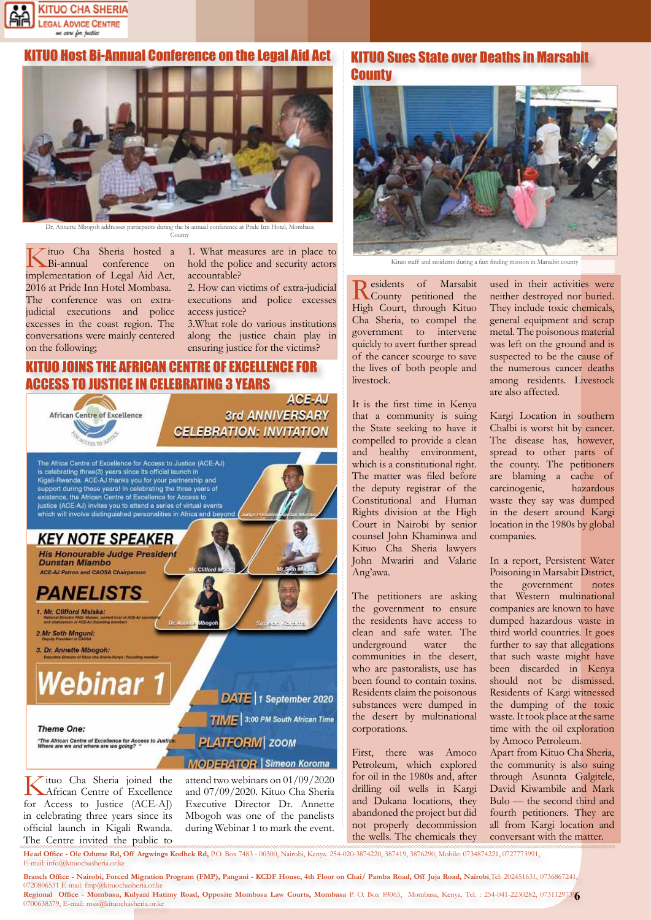## KITUO Host Bi-Annual Conference on the Legal Aid Act

Dr. Annette Mbogoh addresses participants during the bi-annual conference at Pride Inn Hotel, Mombasa County

Kituo Cha Sheria hosted a Bi-annual conference on implementation of Legal Aid Act, 2016 at Pride Inn Hotel Mombasa. The conference was on extra-judicial executions and police excesses in the coast region. The conversations were mainly centered on the following;

1. What measures are in place to hold the police and security actors accountable?
2. How can victims of extra-judicial executions and police excesses access justice?
3. What role do various institutions along the justice chain play in ensuring justice for the victims?

## KITUO JOINS THE AFRICAN CENTRE OF EXCELLENCE FOR ACCESS TO JUSTICE IN CELEBRATING 3 YEARS

African Centre of Excellence FOR ACCESS TO JUSTICE

ACE-AJ 3rd ANNIVERSARY CELEBRATION: INVITATION

The Africa Centre of Excellence for Access to Justice (ACE-AJ) is celebrating three(3) years since its official launch in Kigali-Rwanda. ACE-AJ thanks you for your partnership and support during these three years! In celebrating the three years of existence, the African Centre of Excellence for Access to justice (ACE-AJ) invites you to attend a series of virtual events which will involve distinguished personalities in Africa and beyond

KEY NOTE SPEAKER

His Honourable Judge President Dunstan Mlambo
ACE-AJ Patron and CAOSA Chairperson

PANELISTS

1. Mr. Clifford Msiska: National Director PASI- Malawi, current host of ACE-AJ secretariat and chairperson of ACE-AJ (founding member)
2. Mr Seth Mnguni: Deputy President of CAOSA
3. Dr. Annette Mbogoh: Executive Director of Kituo cha Sheria-Kenya / Founding member

Webinar 1

DATE | 1 September 2020
TIME | 3:00 PM South African Time
PLATFORM | ZOOM
MODERATOR | Simeon Koroma

Theme One: "The African Centre of Excellence for Access to Justice: Where are we and where are we going?"

Kituo Cha Sheria joined the African Centre of Excellence for Access to Justice (ACE-AJ) in celebrating three years since its official launch in Kigali Rwanda. The Centre invited the public to attend two webinars on 01/09/2020 and 07/09/2020. Kituo Cha Sheria Executive Director Dr. Annette Mbogoh was one of the panelists during Webinar 1 to mark the event.

## KITUO Sues State over Deaths in Marsabit County

Kituo staff and residents during a fact finding mission in Marsabit county

Residents of Marsabit County petitioned the High Court, through Kituo Cha Sheria, to compel the government to intervene quickly to avert further spread of the cancer scourge to save the lives of both people and livestock.

It is the first time in Kenya that a community is suing the State seeking to have it compelled to provide a clean and healthy environment, which is a constitutional right. The matter was filed before the deputy registrar of the Constitutional and Human Rights division at the High Court in Nairobi by senior counsel John Khaminwa and Kituo Cha Sheria lawyers John Mwariri and Valarie Ang'awa.

The petitioners are asking the government to ensure the residents have access to clean and safe water. The underground water the communities in the desert, who are pastoralists, use has been found to contain toxins. Residents claim the poisonous substances were dumped in the desert by multinational corporations.

First, there was Amoco Petroleum, which explored for oil in the 1980s and, after drilling oil wells in Kargi and Dukana locations, they abandoned the project but did not properly decommission the wells. The chemicals they used in their activities were neither destroyed nor buried. They include toxic chemicals, general equipment and scrap metal. The poisonous material was left on the ground and is suspected to be the cause of the numerous cancer deaths among residents. Livestock are also affected.

Kargi Location in southern Chalbi is worst hit by cancer. The disease has, however, spread to other parts of the county. The petitioners are blaming a cache of carcinogenic, hazardous waste they say was dumped in the desert around Kargi location in the 1980s by global companies.

In a report, Persistent Water Poisoning in Marsabit District, the government notes that Western multinational companies are known to have dumped hazardous waste in third world countries. It goes further to say that allegations that such waste might have been discarded in Kenya should not be dismissed. Residents of Kargi witnessed the dumping of the toxic waste. It took place at the same time with the oil exploration by Amoco Petroleum.
Apart from Kituo Cha Sheria, the community is also suing through Asunnta Galgitele, David Kiwambile and Mark Bulo — the second third and fourth petitioners. They are all from Kargi location and conversant with the matter.

**Head Office - Ole Odume Rd, Off Argwings Kodhek Rd,** P.O. Box 7483 - 00300, Nairobi, Kenya. 254-020-3874220, 387419, 3876290, Mobile: 0734874221, 0727773991, E-mail: info@kituochasheria.or.ke

**Branch Office - Nairobi, Forced Migration Program (FMP), Pangani - KCDF House, 4th Floor on Chai/ Pamba Road, Off Juja Road, Nairobi**,Tel: 202451631, 0736867241, 0720806531 E-mail: fmp@kituochasheria.or.ke

**Regional Office - Mombasa, Kulyani Hatimy Road, Opposite Mombasa Law Courts, Mombasa** P. O. Box 89065, Mombasa, Kenya. Tel. : 254-041-2230282, 0731129739, 0700638379, E-mail: msa@kituochasheria.or.ke